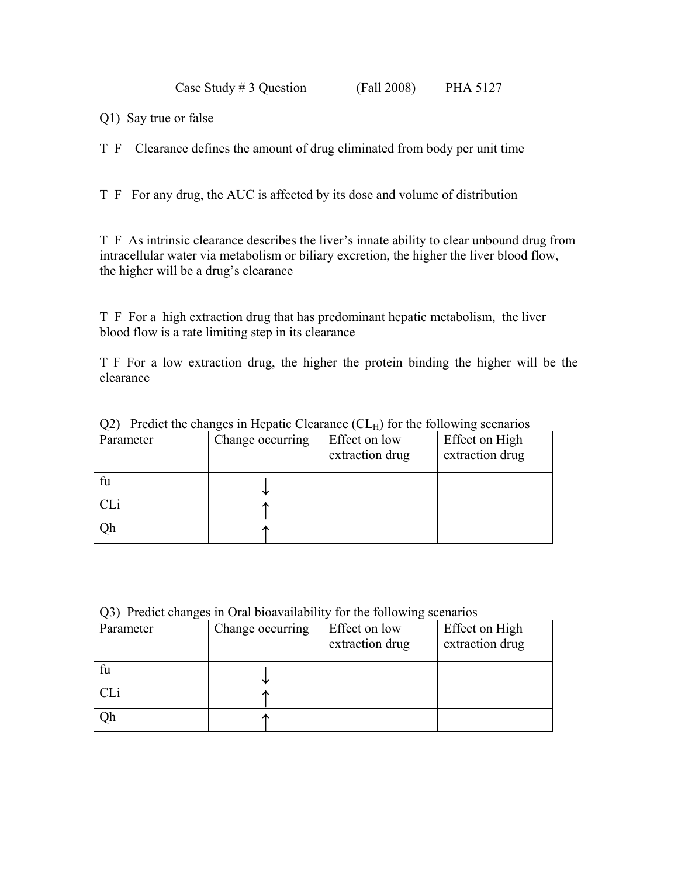Case Study # 3 Question (Fall 2008) PHA 5127

Q1) Say true or false

T F Clearance defines the amount of drug eliminated from body per unit time

T F For any drug, the AUC is affected by its dose and volume of distribution

T F As intrinsic clearance describes the liver's innate ability to clear unbound drug from intracellular water via metabolism or biliary excretion, the higher the liver blood flow, the higher will be a drug's clearance

T F For a high extraction drug that has predominant hepatic metabolism, the liver blood flow is a rate limiting step in its clearance

T F For a low extraction drug, the higher the protein binding the higher will be the clearance

Q2) Predict the changes in Hepatic Clearance ($CL_H$) for the following scenarios

| Parameter | Change occurring | Effect on low extraction drug | Effect on High extraction drug |
|---|---|---|---|
| fu | ↓ | | |
| CLi | ↑ | | |
| Qh | ↑ | | |

Q3) Predict changes in Oral bioavailability for the following scenarios

| Parameter | Change occurring | Effect on low extraction drug | Effect on High extraction drug |
|---|---|---|---|
| fu | ↓ | | |
| CLi | ↑ | | |
| Qh | ↑ | | |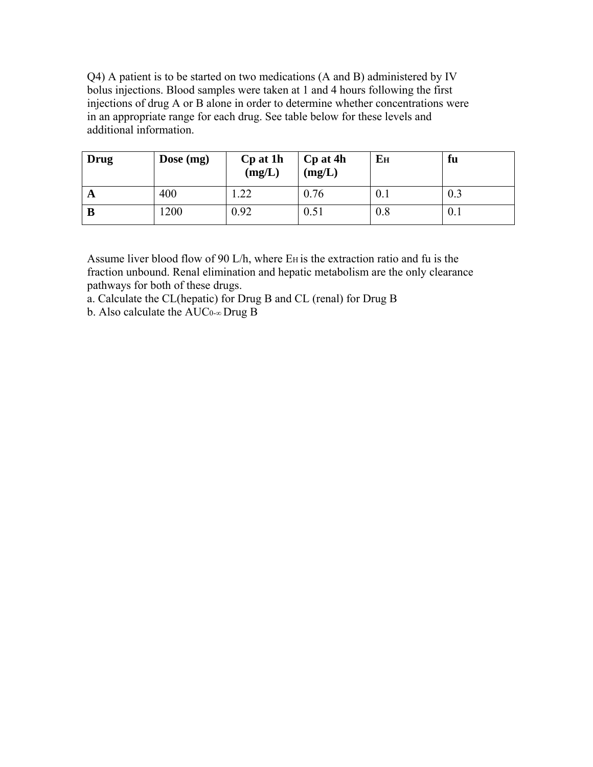Q4) A patient is to be started on two medications (A and B) administered by IV bolus injections. Blood samples were taken at 1 and 4 hours following the first injections of drug A or B alone in order to determine whether concentrations were in an appropriate range for each drug. See table below for these levels and additional information.

| **Drug** | **Dose (mg)** | **Cp at 1h (mg/L)** | **Cp at 4h (mg/L)** | **$E_H$** | **fu** |
|---|---|---|---|---|---|
| **A** | 400 | 1.22 | 0.76 | 0.1 | 0.3 |
| **B** | 1200 | 0.92 | 0.51 | 0.8 | 0.1 |

Assume liver blood flow of 90 L/h, where $E_H$ is the extraction ratio and fu is the fraction unbound. Renal elimination and hepatic metabolism are the only clearance pathways for both of these drugs.

a. Calculate the CL(hepatic) for Drug B and CL (renal) for Drug B

b. Also calculate the $AUC_{0-\infty}$ Drug B